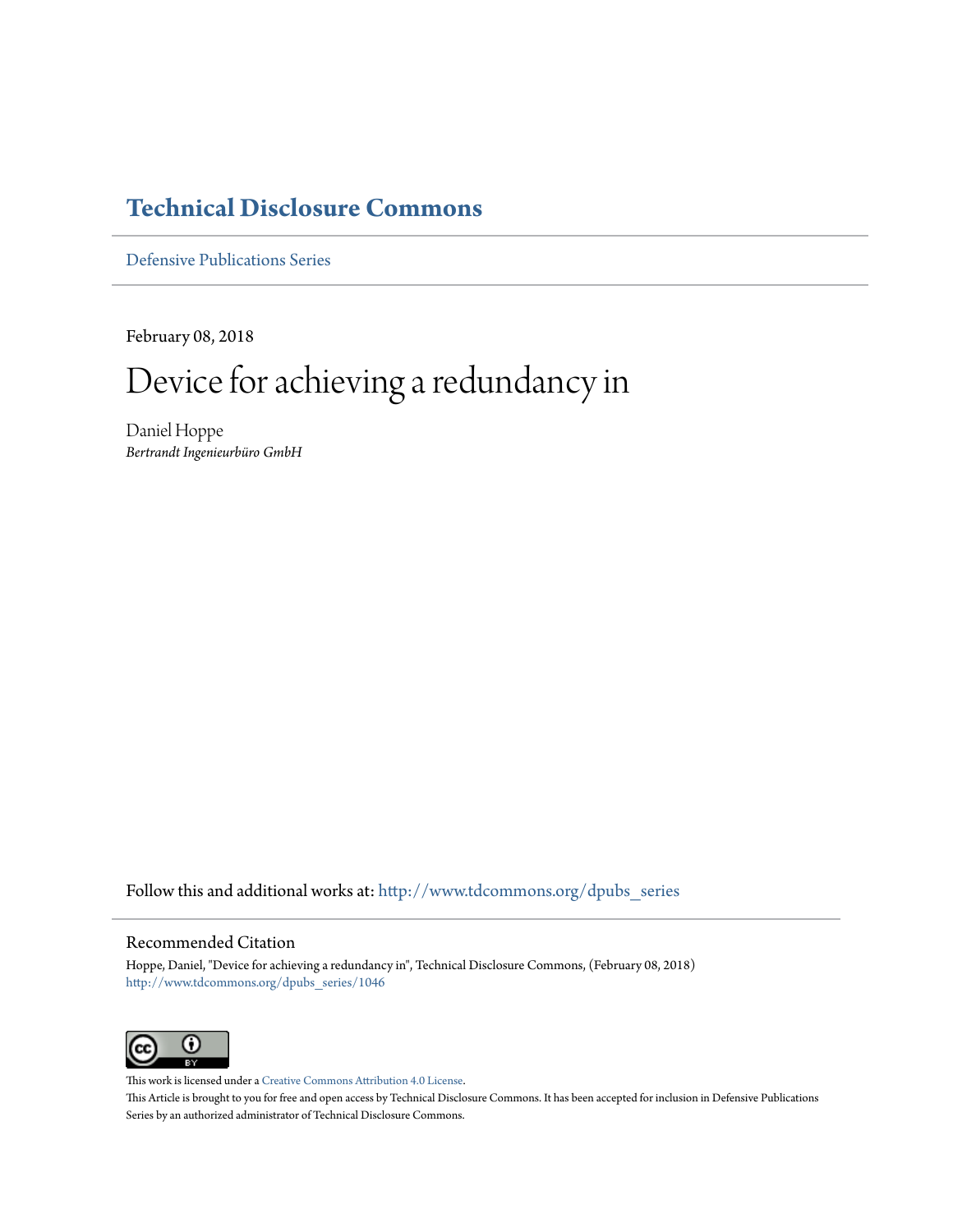# Technical Disclosure Commons

Defensive Publications Series

February 08, 2018

# Device for achieving a redundancy in

Daniel Hoppe

*Bertrandt Ingenieurbüro GmbH*

Follow this and additional works at: http://www.tdcommons.org/dpubs_series

## Recommended Citation

Hoppe, Daniel, "Device for achieving a redundancy in", Technical Disclosure Commons, (February 08, 2018)
http://www.tdcommons.org/dpubs_series/1046

This work is licensed under a Creative Commons Attribution 4.0 License.

This Article is brought to you for free and open access by Technical Disclosure Commons. It has been accepted for inclusion in Defensive Publications Series by an authorized administrator of Technical Disclosure Commons.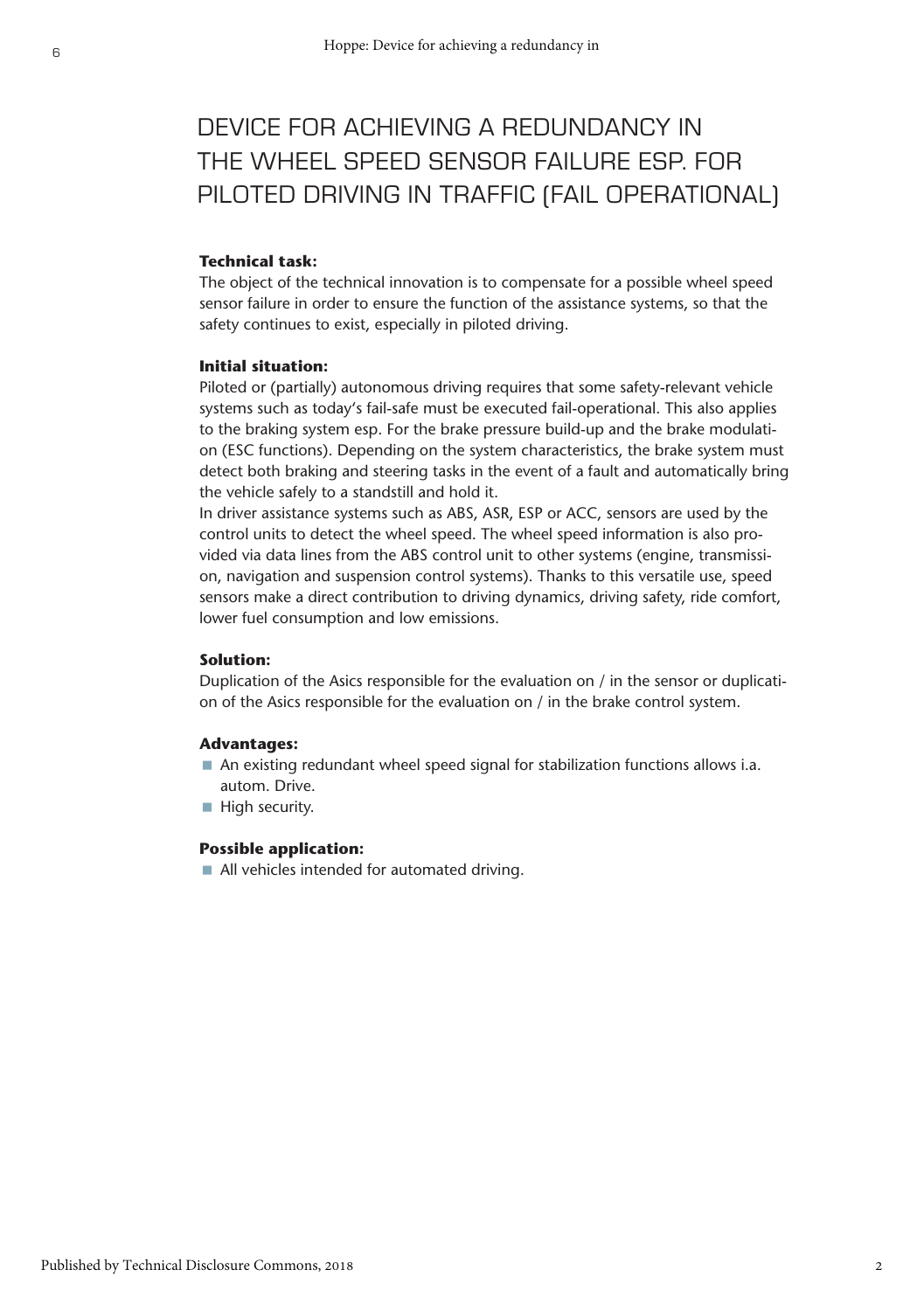# DEVICE FOR ACHIEVING A REDUNDANCY IN THE WHEEL SPEED SENSOR FAILURE ESP. FOR PILOTED DRIVING IN TRAFFIC (FAIL OPERATIONAL)

**Technical task:**

The object of the technical innovation is to compensate for a possible wheel speed sensor failure in order to ensure the function of the assistance systems, so that the safety continues to exist, especially in piloted driving.

**Initial situation:**

Piloted or (partially) autonomous driving requires that some safety-relevant vehicle systems such as today's fail-safe must be executed fail-operational. This also applies to the braking system esp. For the brake pressure build-up and the brake modulation (ESC functions). Depending on the system characteristics, the brake system must detect both braking and steering tasks in the event of a fault and automatically bring the vehicle safely to a standstill and hold it.

In driver assistance systems such as ABS, ASR, ESP or ACC, sensors are used by the control units to detect the wheel speed. The wheel speed information is also provided via data lines from the ABS control unit to other systems (engine, transmission, navigation and suspension control systems). Thanks to this versatile use, speed sensors make a direct contribution to driving dynamics, driving safety, ride comfort, lower fuel consumption and low emissions.

**Solution:**

Duplication of the Asics responsible for the evaluation on / in the sensor or duplication of the Asics responsible for the evaluation on / in the brake control system.

**Advantages:**

- An existing redundant wheel speed signal for stabilization functions allows i.a. autom. Drive.
- High security.

**Possible application:**

- All vehicles intended for automated driving.